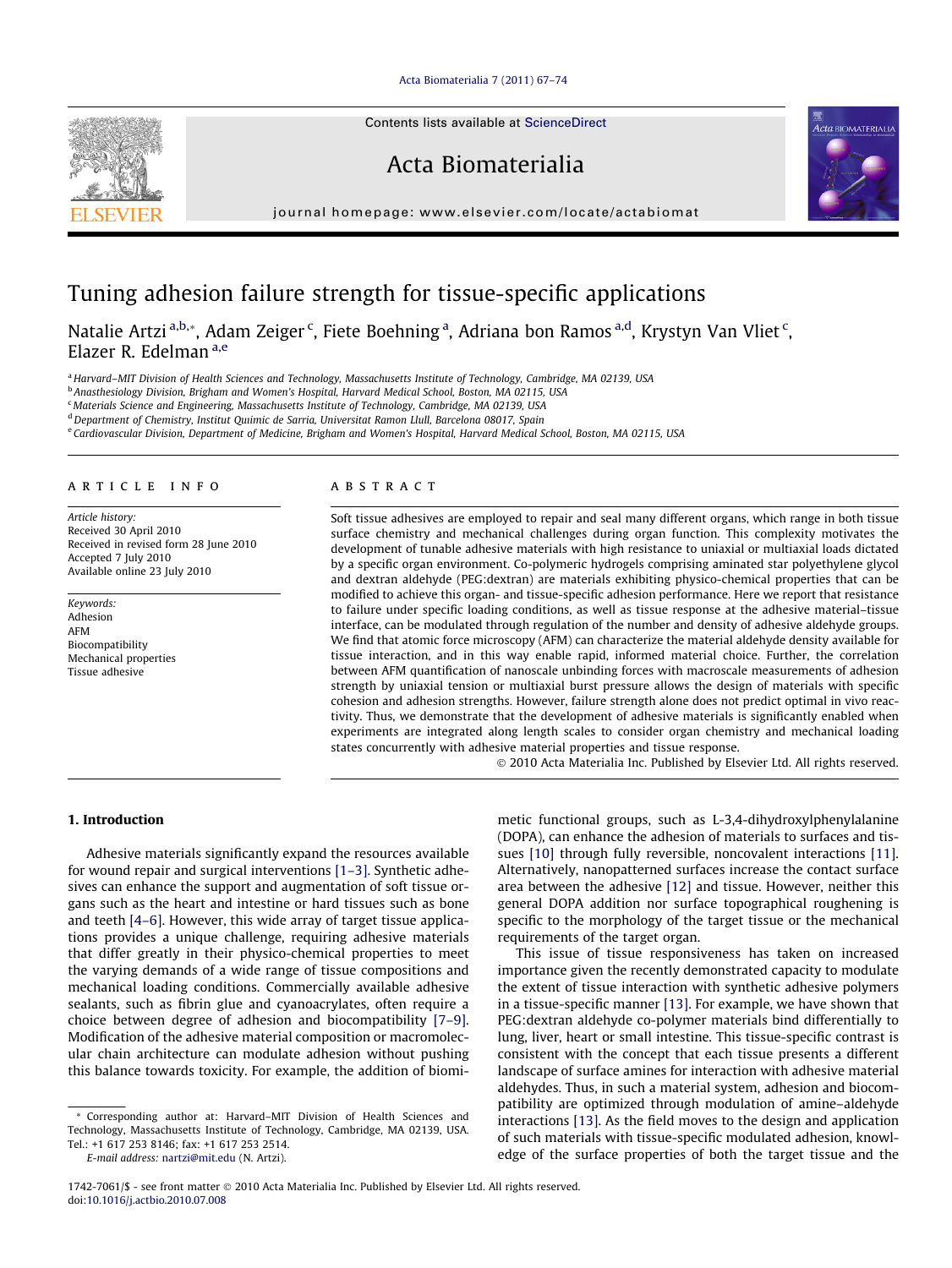# Tuning adhesion failure strength for tissue-specific applications

Natalie Artzi [a,b,*], Adam Zeiger [c], Fiete Boehning [a], Adriana bon Ramos [a,d], Krystyn Van Vliet [c], Elazer R. Edelman [a,e]

[a] Harvard–MIT Division of Health Sciences and Technology, Massachusetts Institute of Technology, Cambridge, MA 02139, USA
[b] Anasthesiology Division, Brigham and Women's Hospital, Harvard Medical School, Boston, MA 02115, USA
[c] Materials Science and Engineering, Massachusetts Institute of Technology, Cambridge, MA 02139, USA
[d] Department of Chemistry, Institut Quimic de Sarria, Universitat Ramon Llull, Barcelona 08017, Spain
[e] Cardiovascular Division, Department of Medicine, Brigham and Women's Hospital, Harvard Medical School, Boston, MA 02115, USA

## ARTICLE INFO

*Article history:*
Received 30 April 2010
Received in revised form 28 June 2010
Accepted 7 July 2010
Available online 23 July 2010

*Keywords:*
Adhesion
AFM
Biocompatibility
Mechanical properties
Tissue adhesive

## ABSTRACT

Soft tissue adhesives are employed to repair and seal many different organs, which range in both tissue surface chemistry and mechanical challenges during organ function. This complexity motivates the development of tunable adhesive materials with high resistance to uniaxial or multiaxial loads dictated by a specific organ environment. Co-polymeric hydrogels comprising aminated star polyethylene glycol and dextran aldehyde (PEG:dextran) are materials exhibiting physico-chemical properties that can be modified to achieve this organ- and tissue-specific adhesion performance. Here we report that resistance to failure under specific loading conditions, as well as tissue response at the adhesive material–tissue interface, can be modulated through regulation of the number and density of adhesive aldehyde groups. We find that atomic force microscopy (AFM) can characterize the material aldehyde density available for tissue interaction, and in this way enable rapid, informed material choice. Further, the correlation between AFM quantification of nanoscale unbinding forces with macroscale measurements of adhesion strength by uniaxial tension or multiaxial burst pressure allows the design of materials with specific cohesion and adhesion strengths. However, failure strength alone does not predict optimal in vivo reactivity. Thus, we demonstrate that the development of adhesive materials is significantly enabled when experiments are integrated along length scales to consider organ chemistry and mechanical loading states concurrently with adhesive material properties and tissue response.

© 2010 Acta Materialia Inc. Published by Elsevier Ltd. All rights reserved.

## 1. Introduction

Adhesive materials significantly expand the resources available for wound repair and surgical interventions [1–3]. Synthetic adhesives can enhance the support and augmentation of soft tissue organs such as the heart and intestine or hard tissues such as bone and teeth [4–6]. However, this wide array of target tissue applications provides a unique challenge, requiring adhesive materials that differ greatly in their physico-chemical properties to meet the varying demands of a wide range of tissue compositions and mechanical loading conditions. Commercially available adhesive sealants, such as fibrin glue and cyanoacrylates, often require a choice between degree of adhesion and biocompatibility [7–9]. Modification of the adhesive material composition or macromolecular chain architecture can modulate adhesion without pushing this balance towards toxicity. For example, the addition of biomimetic functional groups, such as L-3,4-dihydroxylphenylalanine (DOPA), can enhance the adhesion of materials to surfaces and tissues [10] through fully reversible, noncovalent interactions [11]. Alternatively, nanopatterned surfaces increase the contact surface area between the adhesive [12] and tissue. However, neither this general DOPA addition nor surface topographical roughening is specific to the morphology of the target tissue or the mechanical requirements of the target organ.

This issue of tissue responsiveness has taken on increased importance given the recently demonstrated capacity to modulate the extent of tissue interaction with synthetic adhesive polymers in a tissue-specific manner [13]. For example, we have shown that PEG:dextran aldehyde co-polymer materials bind differentially to lung, liver, heart or small intestine. This tissue-specific contrast is consistent with the concept that each tissue presents a different landscape of surface amines for interaction with adhesive material aldehydes. Thus, in such a material system, adhesion and biocompatibility are optimized through modulation of amine–aldehyde interactions [13]. As the field moves to the design and application of such materials with tissue-specific modulated adhesion, knowledge of the surface properties of both the target tissue and the

* Corresponding author at: Harvard–MIT Division of Health Sciences and Technology, Massachusetts Institute of Technology, Cambridge, MA 02139, USA. Tel.: +1 617 253 8146; fax: +1 617 253 2514.
*E-mail address:* nartzi@mit.edu (N. Artzi).

1742-7061/$ - see front matter © 2010 Acta Materialia Inc. Published by Elsevier Ltd. All rights reserved.
doi:10.1016/j.actbio.2010.07.008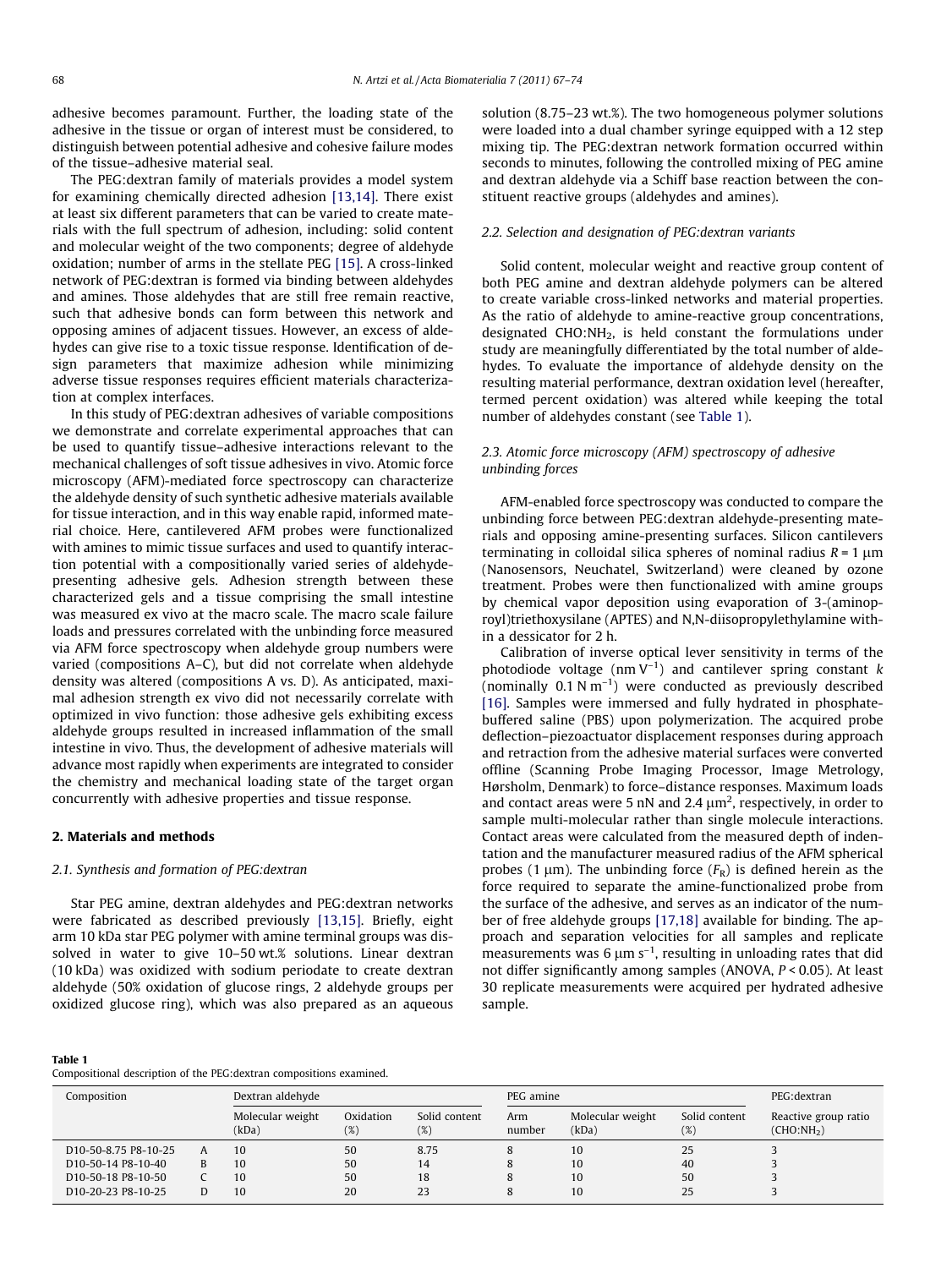adhesive becomes paramount. Further, the loading state of the adhesive in the tissue or organ of interest must be considered, to distinguish between potential adhesive and cohesive failure modes of the tissue–adhesive material seal.

The PEG:dextran family of materials provides a model system for examining chemically directed adhesion [13,14]. There exist at least six different parameters that can be varied to create materials with the full spectrum of adhesion, including: solid content and molecular weight of the two components; degree of aldehyde oxidation; number of arms in the stellate PEG [15]. A cross-linked network of PEG:dextran is formed via binding between aldehydes and amines. Those aldehydes that are still free remain reactive, such that adhesive bonds can form between this network and opposing amines of adjacent tissues. However, an excess of aldehydes can give rise to a toxic tissue response. Identification of design parameters that maximize adhesion while minimizing adverse tissue responses requires efficient materials characterization at complex interfaces.

In this study of PEG:dextran adhesives of variable compositions we demonstrate and correlate experimental approaches that can be used to quantify tissue–adhesive interactions relevant to the mechanical challenges of soft tissue adhesives in vivo. Atomic force microscopy (AFM)-mediated force spectroscopy can characterize the aldehyde density of such synthetic adhesive materials available for tissue interaction, and in this way enable rapid, informed material choice. Here, cantilevered AFM probes were functionalized with amines to mimic tissue surfaces and used to quantify interaction potential with a compositionally varied series of aldehyde-presenting adhesive gels. Adhesion strength between these characterized gels and a tissue comprising the small intestine was measured ex vivo at the macro scale. The macro scale failure loads and pressures correlated with the unbinding force measured via AFM force spectroscopy when aldehyde group numbers were varied (compositions A–C), but did not correlate when aldehyde density was altered (compositions A vs. D). As anticipated, maximal adhesion strength ex vivo did not necessarily correlate with optimized in vivo function: those adhesive gels exhibiting excess aldehyde groups resulted in increased inflammation of the small intestine in vivo. Thus, the development of adhesive materials will advance most rapidly when experiments are integrated to consider the chemistry and mechanical loading state of the target organ concurrently with adhesive properties and tissue response.

## 2. Materials and methods

### 2.1. Synthesis and formation of PEG:dextran

Star PEG amine, dextran aldehydes and PEG:dextran networks were fabricated as described previously [13,15]. Briefly, eight arm 10 kDa star PEG polymer with amine terminal groups was dissolved in water to give 10–50 wt.% solutions. Linear dextran (10 kDa) was oxidized with sodium periodate to create dextran aldehyde (50% oxidation of glucose rings, 2 aldehyde groups per oxidized glucose ring), which was also prepared as an aqueous solution (8.75–23 wt.%). The two homogeneous polymer solutions were loaded into a dual chamber syringe equipped with a 12 step mixing tip. The PEG:dextran network formation occurred within seconds to minutes, following the controlled mixing of PEG amine and dextran aldehyde via a Schiff base reaction between the constituent reactive groups (aldehydes and amines).

### 2.2. Selection and designation of PEG:dextran variants

Solid content, molecular weight and reactive group content of both PEG amine and dextran aldehyde polymers can be altered to create variable cross-linked networks and material properties. As the ratio of aldehyde to amine-reactive group concentrations, designated $CHO{:}NH_2$, is held constant the formulations under study are meaningfully differentiated by the total number of aldehydes. To evaluate the importance of aldehyde density on the resulting material performance, dextran oxidation level (hereafter, termed percent oxidation) was altered while keeping the total number of aldehydes constant (see Table 1).

### 2.3. Atomic force microscopy (AFM) spectroscopy of adhesive unbinding forces

AFM-enabled force spectroscopy was conducted to compare the unbinding force between PEG:dextran aldehyde-presenting materials and opposing amine-presenting surfaces. Silicon cantilevers terminating in colloidal silica spheres of nominal radius $R = 1\ \mu m$ (Nanosensors, Neuchatel, Switzerland) were cleaned by ozone treatment. Probes were then functionalized with amine groups by chemical vapor deposition using evaporation of 3-(aminoproyl)triethoxysilane (APTES) and N,N-diisopropylethylamine within a dessicator for 2 h.

Calibration of inverse optical lever sensitivity in terms of the photodiode voltage ($nm\ V^{-1}$) and cantilever spring constant $k$ (nominally $0.1\ N\ m^{-1}$) were conducted as previously described [16]. Samples were immersed and fully hydrated in phosphate-buffered saline (PBS) upon polymerization. The acquired probe deflection–piezoactuator displacement responses during approach and retraction from the adhesive material surfaces were converted offline (Scanning Probe Imaging Processor, Image Metrology, Hørsholm, Denmark) to force–distance responses. Maximum loads and contact areas were 5 nN and $2.4\ \mu m^2$, respectively, in order to sample multi-molecular rather than single molecule interactions. Contact areas were calculated from the measured depth of indentation and the manufacturer measured radius of the AFM spherical probes (1 μm). The unbinding force ($F_R$) is defined herein as the force required to separate the amine-functionalized probe from the surface of the adhesive, and serves as an indicator of the number of free aldehyde groups [17,18] available for binding. The approach and separation velocities for all samples and replicate measurements was $6\ \mu m\ s^{-1}$, resulting in unloading rates that did not differ significantly among samples (ANOVA, $P < 0.05$). At least 30 replicate measurements were acquired per hydrated adhesive sample.

**Table 1**
Compositional description of the PEG:dextran compositions examined.

| Composition | | Dextran aldehyde | | | PEG amine | | | PEG:dextran |
|---|---|---|---|---|---|---|---|---|
| | | Molecular weight (kDa) | Oxidation (%) | Solid content (%) | Arm number | Molecular weight (kDa) | Solid content (%) | Reactive group ratio ($CHO{:}NH_2$) |
| D10-50-8.75 P8-10-25 | A | 10 | 50 | 8.75 | 8 | 10 | 25 | 3 |
| D10-50-14 P8-10-40 | B | 10 | 50 | 14 | 8 | 10 | 40 | 3 |
| D10-50-18 P8-10-50 | C | 10 | 50 | 18 | 8 | 10 | 50 | 3 |
| D10-20-23 P8-10-25 | D | 10 | 20 | 23 | 8 | 10 | 25 | 3 |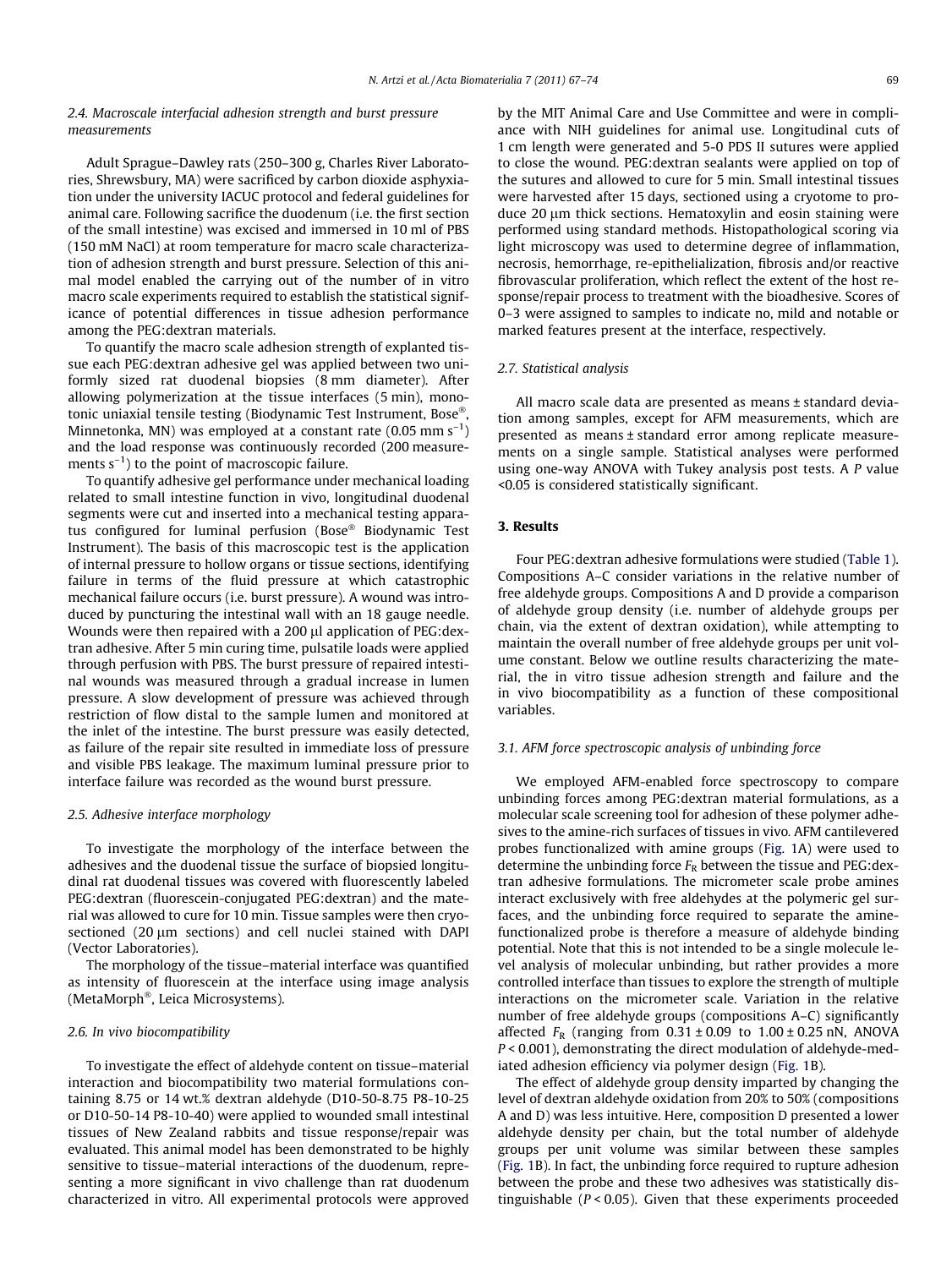### 2.4. Macroscale interfacial adhesion strength and burst pressure measurements

Adult Sprague–Dawley rats (250–300 g, Charles River Laboratories, Shrewsbury, MA) were sacrificed by carbon dioxide asphyxiation under the university IACUC protocol and federal guidelines for animal care. Following sacrifice the duodenum (i.e. the first section of the small intestine) was excised and immersed in 10 ml of PBS (150 mM NaCl) at room temperature for macro scale characterization of adhesion strength and burst pressure. Selection of this animal model enabled the carrying out of the number of in vitro macro scale experiments required to establish the statistical significance of potential differences in tissue adhesion performance among the PEG:dextran materials.

To quantify the macro scale adhesion strength of explanted tissue each PEG:dextran adhesive gel was applied between two uniformly sized rat duodenal biopsies (8 mm diameter). After allowing polymerization at the tissue interfaces (5 min), monotonic uniaxial tensile testing (Biodynamic Test Instrument, Bose®, Minnetonka, MN) was employed at a constant rate (0.05 mm $s^{-1}$) and the load response was continuously recorded (200 measurements $s^{-1}$) to the point of macroscopic failure.

To quantify adhesive gel performance under mechanical loading related to small intestine function in vivo, longitudinal duodenal segments were cut and inserted into a mechanical testing apparatus configured for luminal perfusion (Bose® Biodynamic Test Instrument). The basis of this macroscopic test is the application of internal pressure to hollow organs or tissue sections, identifying failure in terms of the fluid pressure at which catastrophic mechanical failure occurs (i.e. burst pressure). A wound was introduced by puncturing the intestinal wall with an 18 gauge needle. Wounds were then repaired with a 200 μl application of PEG:dextran adhesive. After 5 min curing time, pulsatile loads were applied through perfusion with PBS. The burst pressure of repaired intestinal wounds was measured through a gradual increase in lumen pressure. A slow development of pressure was achieved through restriction of flow distal to the sample lumen and monitored at the inlet of the intestine. The burst pressure was easily detected, as failure of the repair site resulted in immediate loss of pressure and visible PBS leakage. The maximum luminal pressure prior to interface failure was recorded as the wound burst pressure.

### 2.5. Adhesive interface morphology

To investigate the morphology of the interface between the adhesives and the duodenal tissue the surface of biopsied longitudinal rat duodenal tissues was covered with fluorescently labeled PEG:dextran (fluorescein-conjugated PEG:dextran) and the material was allowed to cure for 10 min. Tissue samples were then cryosectioned (20 μm sections) and cell nuclei stained with DAPI (Vector Laboratories).

The morphology of the tissue–material interface was quantified as intensity of fluorescein at the interface using image analysis (MetaMorph®, Leica Microsystems).

### 2.6. In vivo biocompatibility

To investigate the effect of aldehyde content on tissue–material interaction and biocompatibility two material formulations containing 8.75 or 14 wt.% dextran aldehyde (D10-50-8.75 P8-10-25 or D10-50-14 P8-10-40) were applied to wounded small intestinal tissues of New Zealand rabbits and tissue response/repair was evaluated. This animal model has been demonstrated to be highly sensitive to tissue–material interactions of the duodenum, representing a more significant in vivo challenge than rat duodenum characterized in vitro. All experimental protocols were approved by the MIT Animal Care and Use Committee and were in compliance with NIH guidelines for animal use. Longitudinal cuts of 1 cm length were generated and 5-0 PDS II sutures were applied to close the wound. PEG:dextran sealants were applied on top of the sutures and allowed to cure for 5 min. Small intestinal tissues were harvested after 15 days, sectioned using a cryotome to produce 20 μm thick sections. Hematoxylin and eosin staining were performed using standard methods. Histopathological scoring via light microscopy was used to determine degree of inflammation, necrosis, hemorrhage, re-epithelialization, fibrosis and/or reactive fibrovascular proliferation, which reflect the extent of the host response/repair process to treatment with the bioadhesive. Scores of 0–3 were assigned to samples to indicate no, mild and notable or marked features present at the interface, respectively.

### 2.7. Statistical analysis

All macro scale data are presented as means ± standard deviation among samples, except for AFM measurements, which are presented as means ± standard error among replicate measurements on a single sample. Statistical analyses were performed using one-way ANOVA with Tukey analysis post tests. A $P$ value <0.05 is considered statistically significant.

## 3. Results

Four PEG:dextran adhesive formulations were studied (Table 1). Compositions A–C consider variations in the relative number of free aldehyde groups. Compositions A and D provide a comparison of aldehyde group density (i.e. number of aldehyde groups per chain, via the extent of dextran oxidation), while attempting to maintain the overall number of free aldehyde groups per unit volume constant. Below we outline results characterizing the material, the in vitro tissue adhesion strength and failure and the in vivo biocompatibility as a function of these compositional variables.

### 3.1. AFM force spectroscopic analysis of unbinding force

We employed AFM-enabled force spectroscopy to compare unbinding forces among PEG:dextran material formulations, as a molecular scale screening tool for adhesion of these polymer adhesives to the amine-rich surfaces of tissues in vivo. AFM cantilevered probes functionalized with amine groups (Fig. 1A) were used to determine the unbinding force $F_R$ between the tissue and PEG:dextran adhesive formulations. The micrometer scale probe amines interact exclusively with free aldehydes at the polymeric gel surfaces, and the unbinding force required to separate the amine-functionalized probe is therefore a measure of aldehyde binding potential. Note that this is not intended to be a single molecule level analysis of molecular unbinding, but rather provides a more controlled interface than tissues to explore the strength of multiple interactions on the micrometer scale. Variation in the relative number of free aldehyde groups (compositions A–C) significantly affected $F_R$ (ranging from 0.31 ± 0.09 to 1.00 ± 0.25 nN, ANOVA $P$ < 0.001), demonstrating the direct modulation of aldehyde-mediated adhesion efficiency via polymer design (Fig. 1B).

The effect of aldehyde group density imparted by changing the level of dextran aldehyde oxidation from 20% to 50% (compositions A and D) was less intuitive. Here, composition D presented a lower aldehyde density per chain, but the total number of aldehyde groups per unit volume was similar between these samples (Fig. 1B). In fact, the unbinding force required to rupture adhesion between the probe and these two adhesives was statistically distinguishable ($P$ < 0.05). Given that these experiments proceeded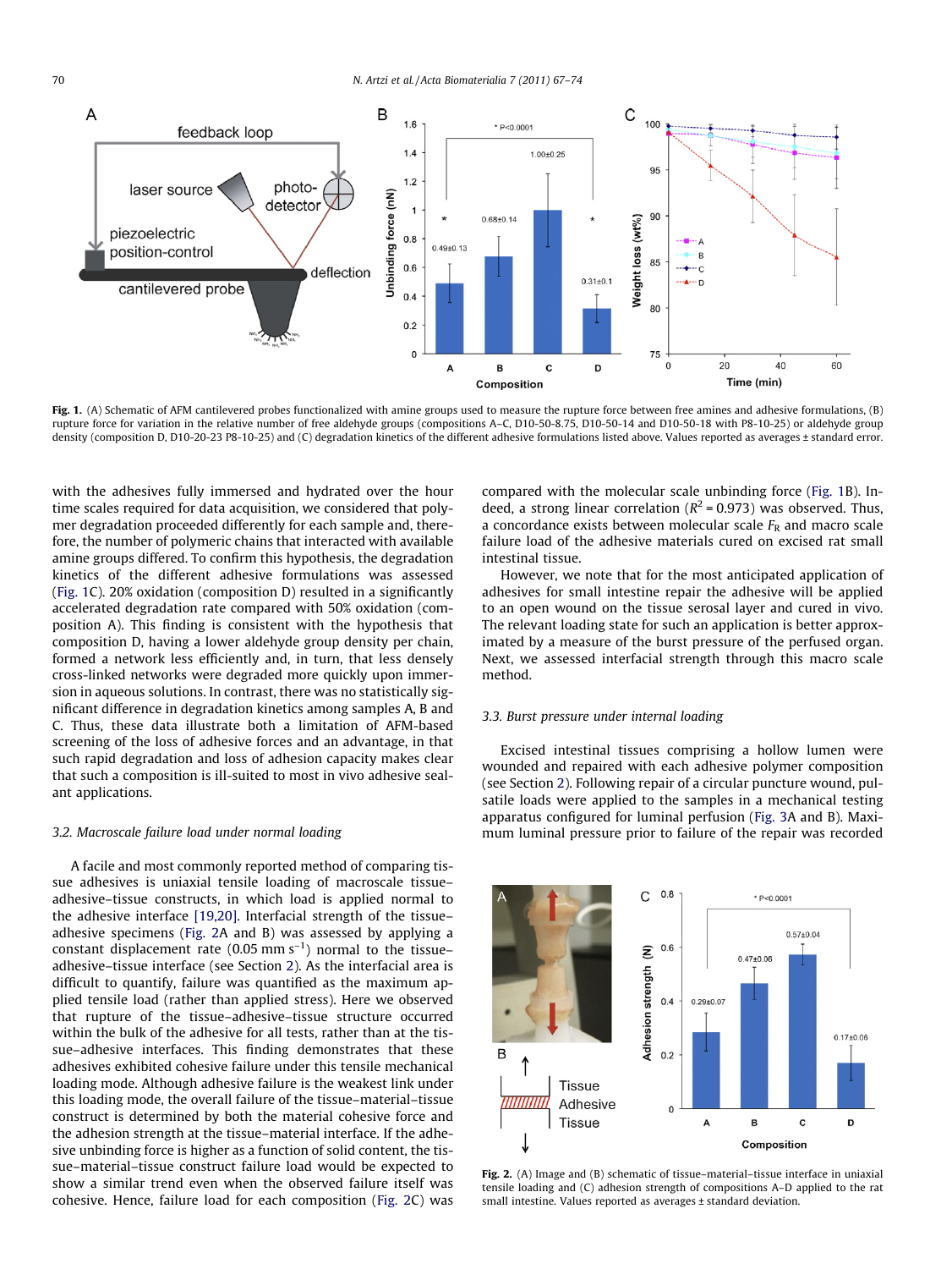Fig. 1. (A) Schematic of AFM cantilevered probes functionalized with amine groups used to measure the rupture force between free amines and adhesive formulations, (B) rupture force for variation in the relative number of free aldehyde groups (compositions A–C, D10-50-8.75, D10-50-14 and D10-50-18 with P8-10-25) or aldehyde group density (composition D, D10-20-23 P8-10-25) and (C) degradation kinetics of the different adhesive formulations listed above. Values reported as averages ± standard error.

with the adhesives fully immersed and hydrated over the hour time scales required for data acquisition, we considered that polymer degradation proceeded differently for each sample and, therefore, the number of polymeric chains that interacted with available amine groups differed. To confirm this hypothesis, the degradation kinetics of the different adhesive formulations was assessed (Fig. 1C). 20% oxidation (composition D) resulted in a significantly accelerated degradation rate compared with 50% oxidation (composition A). This finding is consistent with the hypothesis that composition D, having a lower aldehyde group density per chain, formed a network less efficiently and, in turn, that less densely cross-linked networks were degraded more quickly upon immersion in aqueous solutions. In contrast, there was no statistically significant difference in degradation kinetics among samples A, B and C. Thus, these data illustrate both a limitation of AFM-based screening of the loss of adhesive forces and an advantage, in that such rapid degradation and loss of adhesion capacity makes clear that such a composition is ill-suited to most in vivo adhesive sealant applications.

### 3.2. Macroscale failure load under normal loading

A facile and most commonly reported method of comparing tissue adhesives is uniaxial tensile loading of macroscale tissue–adhesive–tissue constructs, in which load is applied normal to the adhesive interface [19,20]. Interfacial strength of the tissue–adhesive specimens (Fig. 2A and B) was assessed by applying a constant displacement rate (0.05 mm $s^{-1}$) normal to the tissue–adhesive–tissue interface (see Section 2). As the interfacial area is difficult to quantify, failure was quantified as the maximum applied tensile load (rather than applied stress). Here we observed that rupture of the tissue–adhesive–tissue structure occurred within the bulk of the adhesive for all tests, rather than at the tissue–adhesive interfaces. This finding demonstrates that these adhesives exhibited cohesive failure under this tensile mechanical loading mode. Although adhesive failure is the weakest link under this loading mode, the overall failure of the tissue–material–tissue construct is determined by both the material cohesive force and the adhesion strength at the tissue–material interface. If the adhesive unbinding force is higher as a function of solid content, the tissue–material–tissue construct failure load would be expected to show a similar trend even when the observed failure itself was cohesive. Hence, failure load for each composition (Fig. 2C) was compared with the molecular scale unbinding force (Fig. 1B). Indeed, a strong linear correlation ($R^2$ = 0.973) was observed. Thus, a concordance exists between molecular scale $F_R$ and macro scale failure load of the adhesive materials cured on excised rat small intestinal tissue.

However, we note that for the most anticipated application of adhesives for small intestine repair the adhesive will be applied to an open wound on the tissue serosal layer and cured in vivo. The relevant loading state for such an application is better approximated by a measure of the burst pressure of the perfused organ. Next, we assessed interfacial strength through this macro scale method.

### 3.3. Burst pressure under internal loading

Excised intestinal tissues comprising a hollow lumen were wounded and repaired with each adhesive polymer composition (see Section 2). Following repair of a circular puncture wound, pulsatile loads were applied to the samples in a mechanical testing apparatus configured for luminal perfusion (Fig. 3A and B). Maximum luminal pressure prior to failure of the repair was recorded

Fig. 2. (A) Image and (B) schematic of tissue–material–tissue interface in uniaxial tensile loading and (C) adhesion strength of compositions A–D applied to the rat small intestine. Values reported as averages ± standard deviation.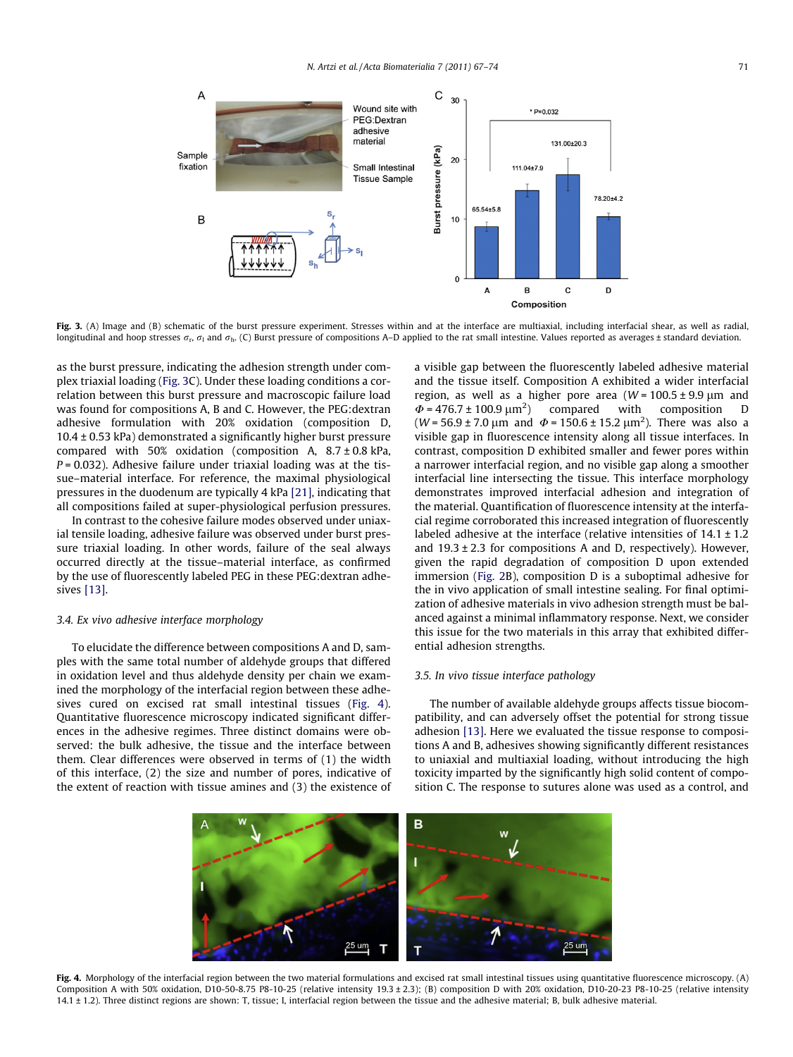Fig. 3. (A) Image and (B) schematic of the burst pressure experiment. Stresses within and at the interface are multiaxial, including interfacial shear, as well as radial, longitudinal and hoop stresses $\sigma_r$, $\sigma_l$ and $\sigma_h$. (C) Burst pressure of compositions A–D applied to the rat small intestine. Values reported as averages ± standard deviation.

as the burst pressure, indicating the adhesion strength under complex triaxial loading (Fig. 3C). Under these loading conditions a correlation between this burst pressure and macroscopic failure load was found for compositions A, B and C. However, the PEG:dextran adhesive formulation with 20% oxidation (composition D, 10.4 ± 0.53 kPa) demonstrated a significantly higher burst pressure compared with 50% oxidation (composition A, 8.7 ± 0.8 kPa, $P = 0.032$). Adhesive failure under triaxial loading was at the tissue–material interface. For reference, the maximal physiological pressures in the duodenum are typically 4 kPa [21], indicating that all compositions failed at super-physiological perfusion pressures.

In contrast to the cohesive failure modes observed under uniaxial tensile loading, adhesive failure was observed under burst pressure triaxial loading. In other words, failure of the seal always occurred directly at the tissue–material interface, as confirmed by the use of fluorescently labeled PEG in these PEG:dextran adhesives [13].

### 3.4. Ex vivo adhesive interface morphology

To elucidate the difference between compositions A and D, samples with the same total number of aldehyde groups that differed in oxidation level and thus aldehyde density per chain we examined the morphology of the interfacial region between these adhesives cured on excised rat small intestinal tissues (Fig. 4). Quantitative fluorescence microscopy indicated significant differences in the adhesive regimes. Three distinct domains were observed: the bulk adhesive, the tissue and the interface between them. Clear differences were observed in terms of (1) the width of this interface, (2) the size and number of pores, indicative of the extent of reaction with tissue amines and (3) the existence of a visible gap between the fluorescently labeled adhesive material and the tissue itself. Composition A exhibited a wider interfacial region, as well as a higher pore area ($W = 100.5 \pm 9.9$ μm and $\Phi = 476.7 \pm 100.9$ μm$^2$) compared with composition D ($W = 56.9 \pm 7.0$ μm and $\Phi = 150.6 \pm 15.2$ μm$^2$). There was also a visible gap in fluorescence intensity along all tissue interfaces. In contrast, composition D exhibited smaller and fewer pores within a narrower interfacial region, and no visible gap along a smoother interfacial line intersecting the tissue. This interface morphology demonstrates improved interfacial adhesion and integration of the material. Quantification of fluorescence intensity at the interfacial regime corroborated this increased integration of fluorescently labeled adhesive at the interface (relative intensities of 14.1 ± 1.2 and 19.3 ± 2.3 for compositions A and D, respectively). However, given the rapid degradation of composition D upon extended immersion (Fig. 2B), composition D is a suboptimal adhesive for the in vivo application of small intestine sealing. For final optimization of adhesive materials in vivo adhesion strength must be balanced against a minimal inflammatory response. Next, we consider this issue for the two materials in this array that exhibited differential adhesion strengths.

### 3.5. In vivo tissue interface pathology

The number of available aldehyde groups affects tissue biocompatibility, and can adversely offset the potential for strong tissue adhesion [13]. Here we evaluated the tissue response to compositions A and B, adhesives showing significantly different resistances to uniaxial and multiaxial loading, without introducing the high toxicity imparted by the significantly high solid content of composition C. The response to sutures alone was used as a control, and

Fig. 4. Morphology of the interfacial region between the two material formulations and excised rat small intestinal tissues using quantitative fluorescence microscopy. (A) Composition A with 50% oxidation, D10-50-8.75 P8-10-25 (relative intensity 19.3 ± 2.3); (B) composition D with 20% oxidation, D10-20-23 P8-10-25 (relative intensity 14.1 ± 1.2). Three distinct regions are shown: T, tissue; I, interfacial region between the tissue and the adhesive material; B, bulk adhesive material.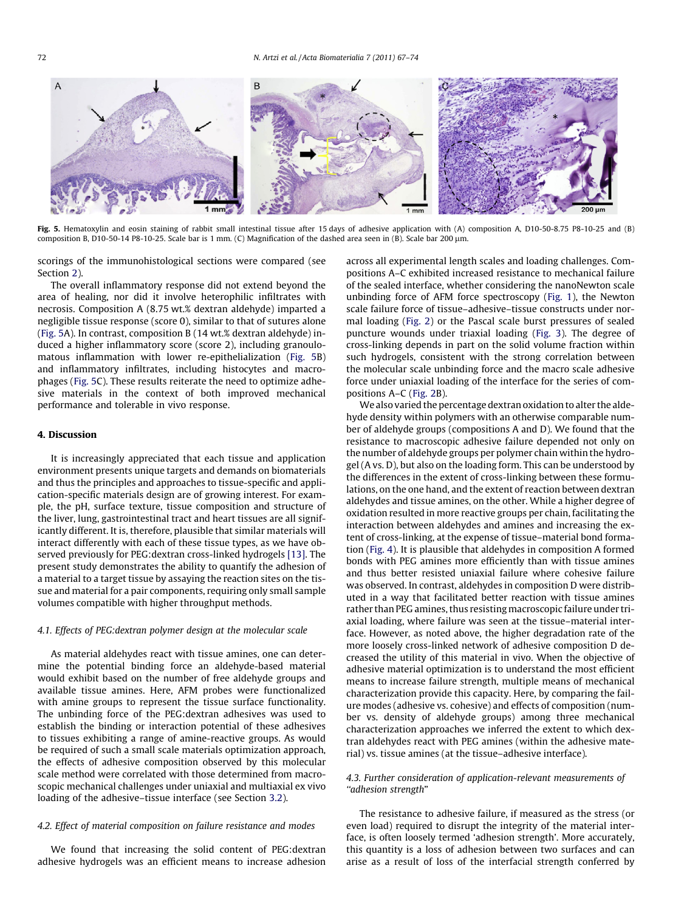**Fig. 5.** Hematoxylin and eosin staining of rabbit small intestinal tissue after 15 days of adhesive application with (A) composition A, D10-50-8.75 P8-10-25 and (B) composition B, D10-50-14 P8-10-25. Scale bar is 1 mm. (C) Magnification of the dashed area seen in (B). Scale bar 200 μm.

scorings of the immunohistological sections were compared (see Section 2).

The overall inflammatory response did not extend beyond the area of healing, nor did it involve heterophilic infiltrates with necrosis. Composition A (8.75 wt.% dextran aldehyde) imparted a negligible tissue response (score 0), similar to that of sutures alone (Fig. 5A). In contrast, composition B (14 wt.% dextran aldehyde) induced a higher inflammatory score (score 2), including granoulomatous inflammation with lower re-epithelialization (Fig. 5B) and inflammatory infiltrates, including histocytes and macrophages (Fig. 5C). These results reiterate the need to optimize adhesive materials in the context of both improved mechanical performance and tolerable in vivo response.

## 4. Discussion

It is increasingly appreciated that each tissue and application environment presents unique targets and demands on biomaterials and thus the principles and approaches to tissue-specific and application-specific materials design are of growing interest. For example, the pH, surface texture, tissue composition and structure of the liver, lung, gastrointestinal tract and heart tissues are all significantly different. It is, therefore, plausible that similar materials will interact differently with each of these tissue types, as we have observed previously for PEG:dextran cross-linked hydrogels [13]. The present study demonstrates the ability to quantify the adhesion of a material to a target tissue by assaying the reaction sites on the tissue and material for a pair components, requiring only small sample volumes compatible with higher throughput methods.

### 4.1. Effects of PEG:dextran polymer design at the molecular scale

As material aldehydes react with tissue amines, one can determine the potential binding force an aldehyde-based material would exhibit based on the number of free aldehyde groups and available tissue amines. Here, AFM probes were functionalized with amine groups to represent the tissue surface functionality. The unbinding force of the PEG:dextran adhesives was used to establish the binding or interaction potential of these adhesives to tissues exhibiting a range of amine-reactive groups. As would be required of such a small scale materials optimization approach, the effects of adhesive composition observed by this molecular scale method were correlated with those determined from macroscopic mechanical challenges under uniaxial and multiaxial ex vivo loading of the adhesive–tissue interface (see Section 3.2).

### 4.2. Effect of material composition on failure resistance and modes

We found that increasing the solid content of PEG:dextran adhesive hydrogels was an efficient means to increase adhesion across all experimental length scales and loading challenges. Compositions A–C exhibited increased resistance to mechanical failure of the sealed interface, whether considering the nanoNewton scale unbinding force of AFM force spectroscopy (Fig. 1), the Newton scale failure force of tissue–adhesive–tissue constructs under normal loading (Fig. 2) or the Pascal scale burst pressures of sealed puncture wounds under triaxial loading (Fig. 3). The degree of cross-linking depends in part on the solid volume fraction within such hydrogels, consistent with the strong correlation between the molecular scale unbinding force and the macro scale adhesive force under uniaxial loading of the interface for the series of compositions A–C (Fig. 2B).

We also varied the percentage dextran oxidation to alter the aldehyde density within polymers with an otherwise comparable number of aldehyde groups (compositions A and D). We found that the resistance to macroscopic adhesive failure depended not only on the number of aldehyde groups per polymer chain within the hydrogel (A vs. D), but also on the loading form. This can be understood by the differences in the extent of cross-linking between these formulations, on the one hand, and the extent of reaction between dextran aldehydes and tissue amines, on the other. While a higher degree of oxidation resulted in more reactive groups per chain, facilitating the interaction between aldehydes and amines and increasing the extent of cross-linking, at the expense of tissue–material bond formation (Fig. 4). It is plausible that aldehydes in composition A formed bonds with PEG amines more efficiently than with tissue amines and thus better resisted uniaxial failure where cohesive failure was observed. In contrast, aldehydes in composition D were distributed in a way that facilitated better reaction with tissue amines rather than PEG amines, thus resisting macroscopic failure under triaxial loading, where failure was seen at the tissue–material interface. However, as noted above, the higher degradation rate of the more loosely cross-linked network of adhesive composition D decreased the utility of this material in vivo. When the objective of adhesive material optimization is to understand the most efficient means to increase failure strength, multiple means of mechanical characterization provide this capacity. Here, by comparing the failure modes (adhesive vs. cohesive) and effects of composition (number vs. density of aldehyde groups) among three mechanical characterization approaches we inferred the extent to which dextran aldehydes react with PEG amines (within the adhesive material) vs. tissue amines (at the tissue–adhesive interface).

### 4.3. Further consideration of application-relevant measurements of "adhesion strength"

The resistance to adhesive failure, if measured as the stress (or even load) required to disrupt the integrity of the material interface, is often loosely termed 'adhesion strength'. More accurately, this quantity is a loss of adhesion between two surfaces and can arise as a result of loss of the interfacial strength conferred by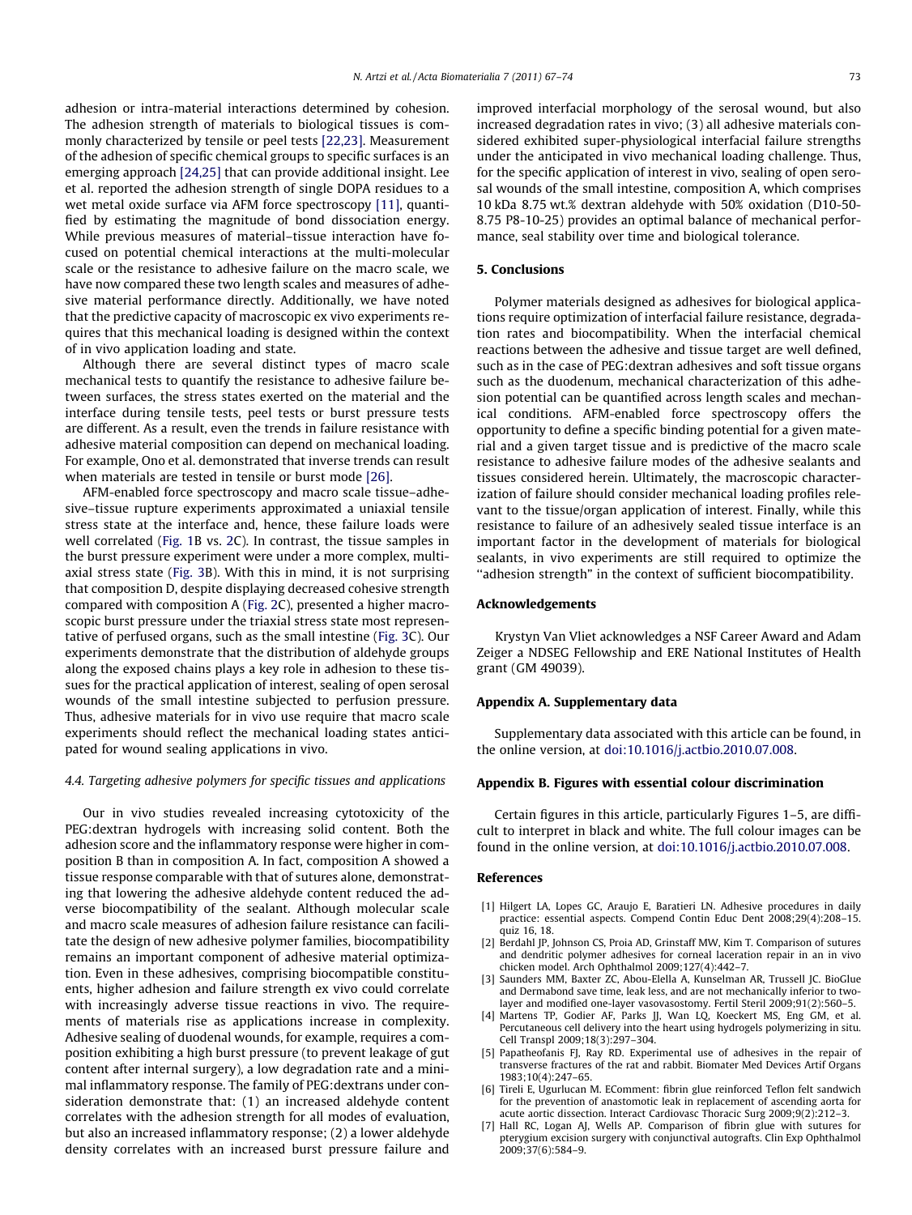adhesion or intra-material interactions determined by cohesion. The adhesion strength of materials to biological tissues is commonly characterized by tensile or peel tests [22,23]. Measurement of the adhesion of specific chemical groups to specific surfaces is an emerging approach [24,25] that can provide additional insight. Lee et al. reported the adhesion strength of single DOPA residues to a wet metal oxide surface via AFM force spectroscopy [11], quantified by estimating the magnitude of bond dissociation energy. While previous measures of material–tissue interaction have focused on potential chemical interactions at the multi-molecular scale or the resistance to adhesive failure on the macro scale, we have now compared these two length scales and measures of adhesive material performance directly. Additionally, we have noted that the predictive capacity of macroscopic ex vivo experiments requires that this mechanical loading is designed within the context of in vivo application loading and state.

Although there are several distinct types of macro scale mechanical tests to quantify the resistance to adhesive failure between surfaces, the stress states exerted on the material and the interface during tensile tests, peel tests or burst pressure tests are different. As a result, even the trends in failure resistance with adhesive material composition can depend on mechanical loading. For example, Ono et al. demonstrated that inverse trends can result when materials are tested in tensile or burst mode [26].

AFM-enabled force spectroscopy and macro scale tissue–adhesive–tissue rupture experiments approximated a uniaxial tensile stress state at the interface and, hence, these failure loads were well correlated (Fig. 1B vs. 2C). In contrast, the tissue samples in the burst pressure experiment were under a more complex, multiaxial stress state (Fig. 3B). With this in mind, it is not surprising that composition D, despite displaying decreased cohesive strength compared with composition A (Fig. 2C), presented a higher macroscopic burst pressure under the triaxial stress state most representative of perfused organs, such as the small intestine (Fig. 3C). Our experiments demonstrate that the distribution of aldehyde groups along the exposed chains plays a key role in adhesion to these tissues for the practical application of interest, sealing of open serosal wounds of the small intestine subjected to perfusion pressure. Thus, adhesive materials for in vivo use require that macro scale experiments should reflect the mechanical loading states anticipated for wound sealing applications in vivo.

#### 4.4. Targeting adhesive polymers for specific tissues and applications

Our in vivo studies revealed increasing cytotoxicity of the PEG:dextran hydrogels with increasing solid content. Both the adhesion score and the inflammatory response were higher in composition B than in composition A. In fact, composition A showed a tissue response comparable with that of sutures alone, demonstrating that lowering the adhesive aldehyde content reduced the adverse biocompatibility of the sealant. Although molecular scale and macro scale measures of adhesion failure resistance can facilitate the design of new adhesive polymer families, biocompatibility remains an important component of adhesive material optimization. Even in these adhesives, comprising biocompatible constituents, higher adhesion and failure strength ex vivo could correlate with increasingly adverse tissue reactions in vivo. The requirements of materials rise as applications increase in complexity. Adhesive sealing of duodenal wounds, for example, requires a composition exhibiting a high burst pressure (to prevent leakage of gut content after internal surgery), a low degradation rate and a minimal inflammatory response. The family of PEG:dextrans under consideration demonstrate that: (1) an increased aldehyde content correlates with the adhesion strength for all modes of evaluation, but also an increased inflammatory response; (2) a lower aldehyde density correlates with an increased burst pressure failure and improved interfacial morphology of the serosal wound, but also increased degradation rates in vivo; (3) all adhesive materials considered exhibited super-physiological interfacial failure strengths under the anticipated in vivo mechanical loading challenge. Thus, for the specific application of interest in vivo, sealing of open serosal wounds of the small intestine, composition A, which comprises 10 kDa 8.75 wt.% dextran aldehyde with 50% oxidation (D10-50-8.75 P8-10-25) provides an optimal balance of mechanical performance, seal stability over time and biological tolerance.

## 5. Conclusions

Polymer materials designed as adhesives for biological applications require optimization of interfacial failure resistance, degradation rates and biocompatibility. When the interfacial chemical reactions between the adhesive and tissue target are well defined, such as in the case of PEG:dextran adhesives and soft tissue organs such as the duodenum, mechanical characterization of this adhesion potential can be quantified across length scales and mechanical conditions. AFM-enabled force spectroscopy offers the opportunity to define a specific binding potential for a given material and a given target tissue and is predictive of the macro scale resistance to adhesive failure modes of the adhesive sealants and tissues considered herein. Ultimately, the macroscopic characterization of failure should consider mechanical loading profiles relevant to the tissue/organ application of interest. Finally, while this resistance to failure of an adhesively sealed tissue interface is an important factor in the development of materials for biological sealants, in vivo experiments are still required to optimize the "adhesion strength" in the context of sufficient biocompatibility.

## Acknowledgements

Krystyn Van Vliet acknowledges a NSF Career Award and Adam Zeiger a NDSEG Fellowship and ERE National Institutes of Health grant (GM 49039).

## Appendix A. Supplementary data

Supplementary data associated with this article can be found, in the online version, at doi:10.1016/j.actbio.2010.07.008.

## Appendix B. Figures with essential colour discrimination

Certain figures in this article, particularly Figures 1–5, are difficult to interpret in black and white. The full colour images can be found in the online version, at doi:10.1016/j.actbio.2010.07.008.

## References

[1] Hilgert LA, Lopes GC, Araujo E, Baratieri LN. Adhesive procedures in daily practice: essential aspects. Compend Contin Educ Dent 2008;29(4):208–15. quiz 16, 18.

[2] Berdahl JP, Johnson CS, Proia AD, Grinstaff MW, Kim T. Comparison of sutures and dendritic polymer adhesives for corneal laceration repair in an in vivo chicken model. Arch Ophthalmol 2009;127(4):442–7.

[3] Saunders MM, Baxter ZC, Abou-Elella A, Kunselman AR, Trussell JC. BioGlue and Dermabond save time, leak less, and are not mechanically inferior to two-layer and modified one-layer vasovasostomy. Fertil Steril 2009;91(2):560–5.

[4] Martens TP, Godier AF, Parks JJ, Wan LQ, Koeckert MS, Eng GM, et al. Percutaneous cell delivery into the heart using hydrogels polymerizing in situ. Cell Transpl 2009;18(3):297–304.

[5] Papatheofanis FJ, Ray RD. Experimental use of adhesives in the repair of transverse fractures of the rat and rabbit. Biomater Med Devices Artif Organs 1983;10(4):247–65.

[6] Tireli E, Ugurlucan M. EComment: fibrin glue reinforced Teflon felt sandwich for the prevention of anastomotic leak in replacement of ascending aorta for acute aortic dissection. Interact Cardiovasc Thoracic Surg 2009;9(2):212–3.

[7] Hall RC, Logan AJ, Wells AP. Comparison of fibrin glue with sutures for pterygium excision surgery with conjunctival autografts. Clin Exp Ophthalmol 2009;37(6):584–9.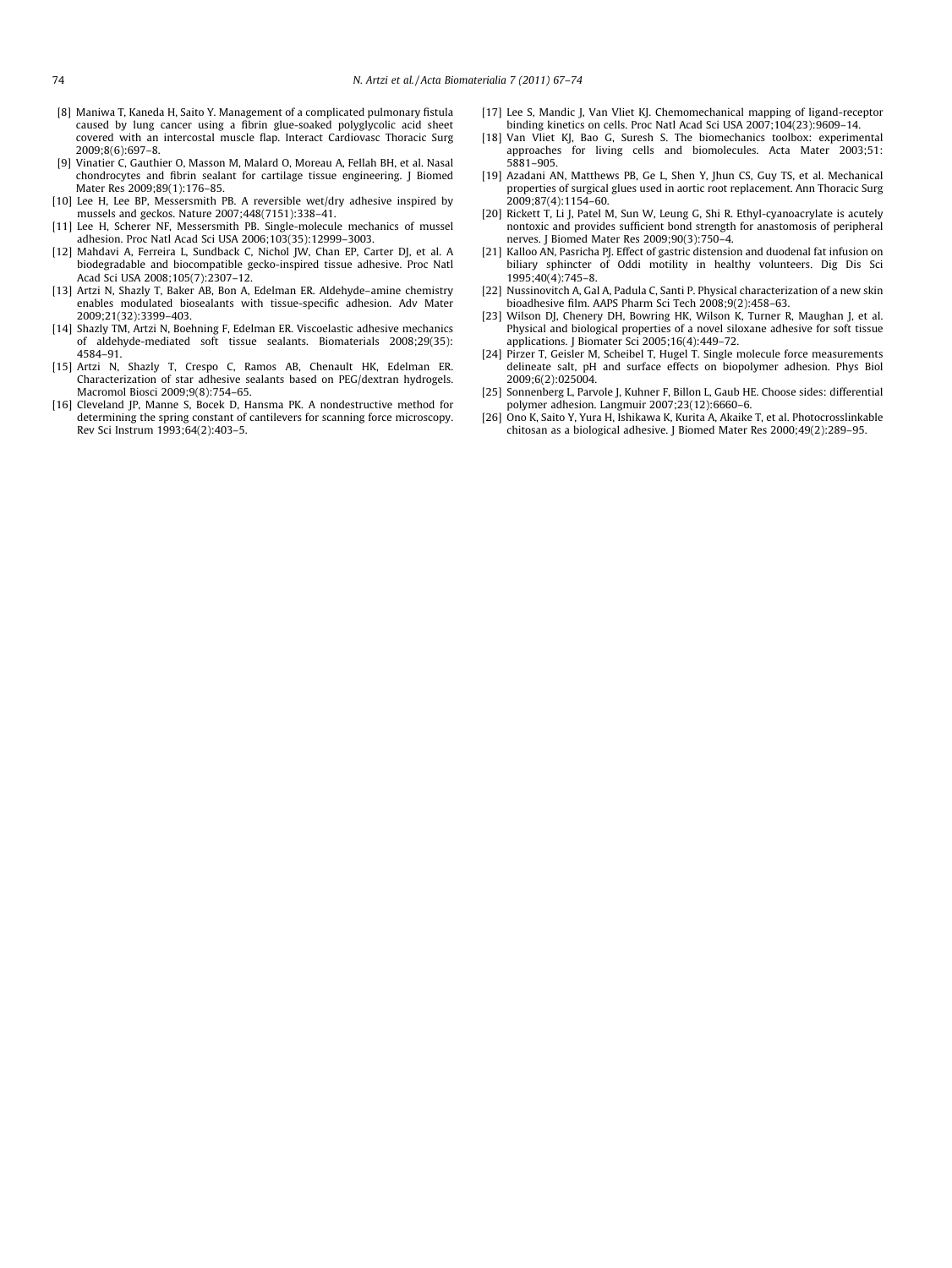[8] Maniwa T, Kaneda H, Saito Y. Management of a complicated pulmonary fistula caused by lung cancer using a fibrin glue-soaked polyglycolic acid sheet covered with an intercostal muscle flap. Interact Cardiovasc Thoracic Surg 2009;8(6):697–8.

[9] Vinatier C, Gauthier O, Masson M, Malard O, Moreau A, Fellah BH, et al. Nasal chondrocytes and fibrin sealant for cartilage tissue engineering. J Biomed Mater Res 2009;89(1):176–85.

[10] Lee H, Lee BP, Messersmith PB. A reversible wet/dry adhesive inspired by mussels and geckos. Nature 2007;448(7151):338–41.

[11] Lee H, Scherer NF, Messersmith PB. Single-molecule mechanics of mussel adhesion. Proc Natl Acad Sci USA 2006;103(35):12999–3003.

[12] Mahdavi A, Ferreira L, Sundback C, Nichol JW, Chan EP, Carter DJ, et al. A biodegradable and biocompatible gecko-inspired tissue adhesive. Proc Natl Acad Sci USA 2008;105(7):2307–12.

[13] Artzi N, Shazly T, Baker AB, Bon A, Edelman ER. Aldehyde–amine chemistry enables modulated biosealants with tissue-specific adhesion. Adv Mater 2009;21(32):3399–403.

[14] Shazly TM, Artzi N, Boehning F, Edelman ER. Viscoelastic adhesive mechanics of aldehyde-mediated soft tissue sealants. Biomaterials 2008;29(35): 4584–91.

[15] Artzi N, Shazly T, Crespo C, Ramos AB, Chenault HK, Edelman ER. Characterization of star adhesive sealants based on PEG/dextran hydrogels. Macromol Biosci 2009;9(8):754–65.

[16] Cleveland JP, Manne S, Bocek D, Hansma PK. A nondestructive method for determining the spring constant of cantilevers for scanning force microscopy. Rev Sci Instrum 1993;64(2):403–5.

[17] Lee S, Mandic J, Van Vliet KJ. Chemomechanical mapping of ligand-receptor binding kinetics on cells. Proc Natl Acad Sci USA 2007;104(23):9609–14.

[18] Van Vliet KJ, Bao G, Suresh S. The biomechanics toolbox: experimental approaches for living cells and biomolecules. Acta Mater 2003;51: 5881–905.

[19] Azadani AN, Matthews PB, Ge L, Shen Y, Jhun CS, Guy TS, et al. Mechanical properties of surgical glues used in aortic root replacement. Ann Thoracic Surg 2009;87(4):1154–60.

[20] Rickett T, Li J, Patel M, Sun W, Leung G, Shi R. Ethyl-cyanoacrylate is acutely nontoxic and provides sufficient bond strength for anastomosis of peripheral nerves. J Biomed Mater Res 2009;90(3):750–4.

[21] Kalloo AN, Pasricha PJ. Effect of gastric distension and duodenal fat infusion on biliary sphincter of Oddi motility in healthy volunteers. Dig Dis Sci 1995;40(4):745–8.

[22] Nussinovitch A, Gal A, Padula C, Santi P. Physical characterization of a new skin bioadhesive film. AAPS Pharm Sci Tech 2008;9(2):458–63.

[23] Wilson DJ, Chenery DH, Bowring HK, Wilson K, Turner R, Maughan J, et al. Physical and biological properties of a novel siloxane adhesive for soft tissue applications. J Biomater Sci 2005;16(4):449–72.

[24] Pirzer T, Geisler M, Scheibel T, Hugel T. Single molecule force measurements delineate salt, pH and surface effects on biopolymer adhesion. Phys Biol 2009;6(2):025004.

[25] Sonnenberg L, Parvole J, Kuhner F, Billon L, Gaub HE. Choose sides: differential polymer adhesion. Langmuir 2007;23(12):6660–6.

[26] Ono K, Saito Y, Yura H, Ishikawa K, Kurita A, Akaike T, et al. Photocrosslinkable chitosan as a biological adhesive. J Biomed Mater Res 2000;49(2):289–95.